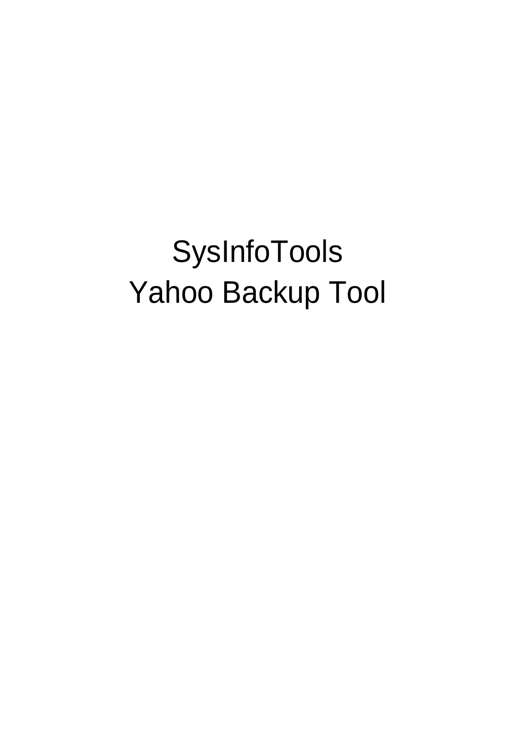# SysInfoTools
# Yahoo Backup Tool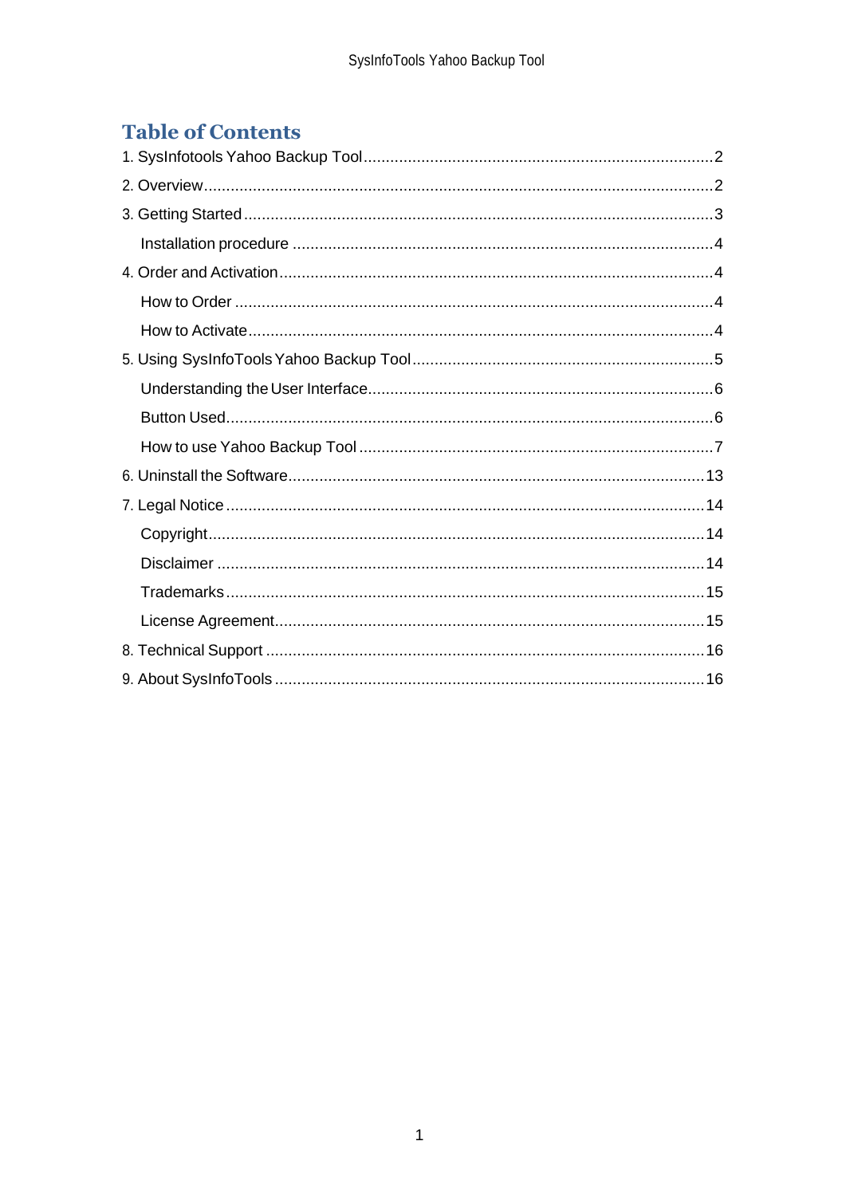# Table of Contents

1. SysInfotools Yahoo Backup Tool ............................................................................2
2. Overview ............................................................................2
3. Getting Started ............................................................................3
    - Installation procedure ............................................................................4
4. Order and Activation ............................................................................4
    - How to Order ............................................................................4
    - How to Activate ............................................................................4
5. Using SysInfoTools Yahoo Backup Tool ............................................................................5
    - Understanding the User Interface ............................................................................6
    - Button Used ............................................................................6
    - How to use Yahoo Backup Tool ............................................................................7
6. Uninstall the Software ............................................................................13
7. Legal Notice ............................................................................14
    - Copyright ............................................................................14
    - Disclaimer ............................................................................14
    - Trademarks ............................................................................15
    - License Agreement ............................................................................15
8. Technical Support ............................................................................16
9. About SysInfoTools ............................................................................16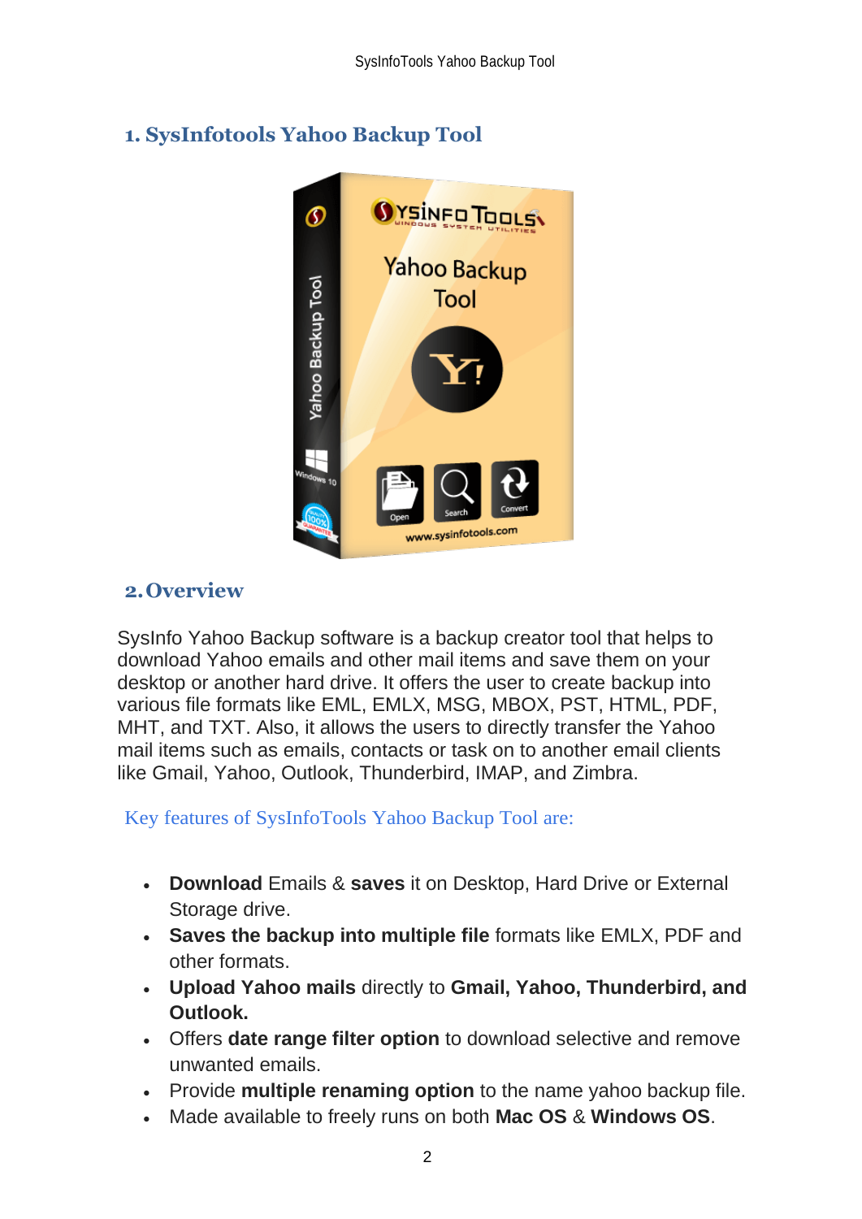## 1. SysInfotools Yahoo Backup Tool

## 2. Overview

SysInfo Yahoo Backup software is a backup creator tool that helps to download Yahoo emails and other mail items and save them on your desktop or another hard drive. It offers the user to create backup into various file formats like EML, EMLX, MSG, MBOX, PST, HTML, PDF, MHT, and TXT. Also, it allows the users to directly transfer the Yahoo mail items such as emails, contacts or task on to another email clients like Gmail, Yahoo, Outlook, Thunderbird, IMAP, and Zimbra.

Key features of SysInfoTools Yahoo Backup Tool are:

- **Download** Emails & **saves** it on Desktop, Hard Drive or External Storage drive.
- **Saves the backup into multiple file** formats like EMLX, PDF and other formats.
- **Upload Yahoo mails** directly to **Gmail, Yahoo, Thunderbird, and Outlook.**
- Offers **date range filter option** to download selective and remove unwanted emails.
- Provide **multiple renaming option** to the name yahoo backup file.
- Made available to freely runs on both **Mac OS** & **Windows OS**.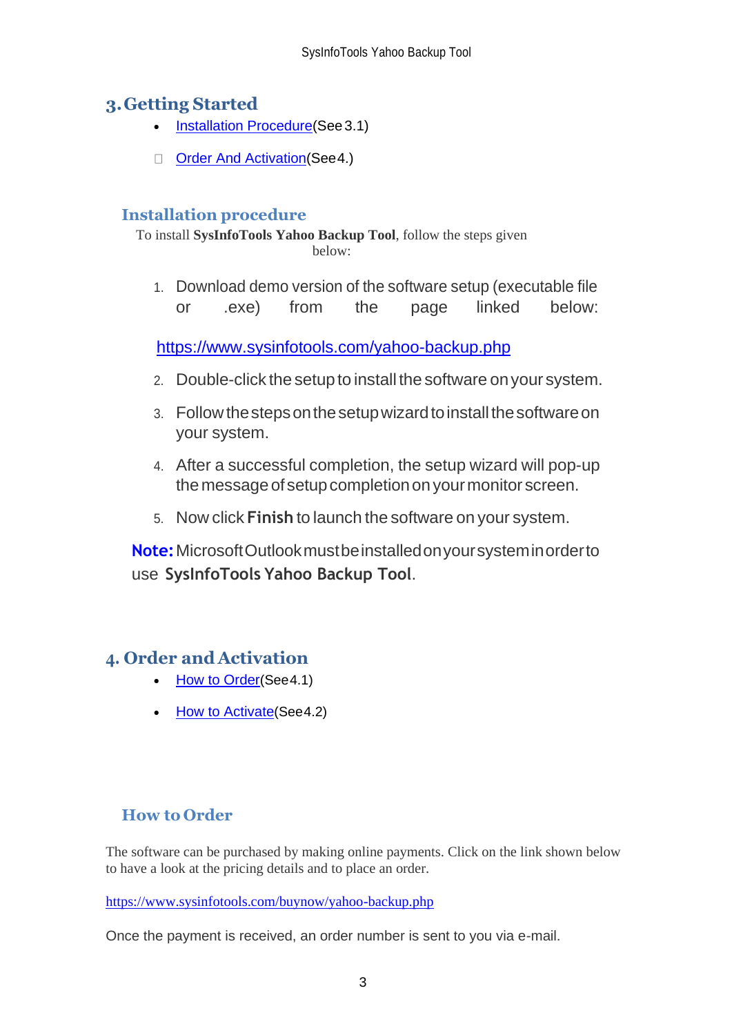# 3. Getting Started

- Installation Procedure(See 3.1)
- Order And Activation(See 4.)

## Installation procedure

To install **SysInfoTools Yahoo Backup Tool**, follow the steps given below:

1. Download demo version of the software setup (executable file or .exe) from the page linked below:

   https://www.sysinfotools.com/yahoo-backup.php

2. Double-click the setup to install the software on your system.
3. Follow the steps on the setup wizard to install the software on your system.
4. After a successful completion, the setup wizard will pop-up the message of setup completion on your monitor screen.
5. Now click **Finish** to launch the software on your system.

**Note:** Microsoft Outlook must be installed on your system in order to use **SysInfoTools Yahoo Backup Tool**.

# 4. Order and Activation

- How to Order(See 4.1)
- How to Activate(See 4.2)

## How to Order

The software can be purchased by making online payments. Click on the link shown below to have a look at the pricing details and to place an order.

https://www.sysinfotools.com/buynow/yahoo-backup.php

Once the payment is received, an order number is sent to you via e-mail.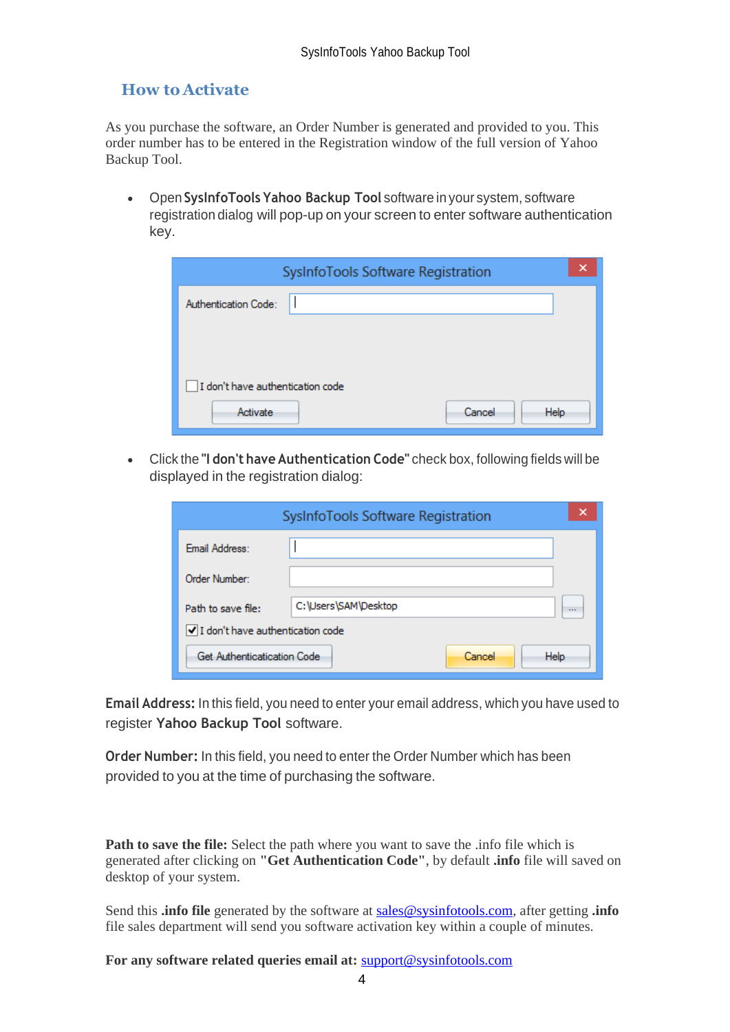## How to Activate

As you purchase the software, an Order Number is generated and provided to you. This order number has to be entered in the Registration window of the full version of Yahoo Backup Tool.

- Open **SysInfoTools Yahoo Backup Tool** software in your system, software registration dialog will pop-up on your screen to enter software authentication key.

- Click the **"I don't have Authentication Code"** check box, following fields will be displayed in the registration dialog:

**Email Address:** In this field, you need to enter your email address, which you have used to register **Yahoo Backup Tool** software.

**Order Number:** In this field, you need to enter the Order Number which has been provided to you at the time of purchasing the software.

**Path to save the file:** Select the path where you want to save the .info file which is generated after clicking on **"Get Authentication Code"**, by default **.info** file will saved on desktop of your system.

Send this **.info file** generated by the software at sales@sysinfotools.com, after getting **.info** file sales department will send you software activation key within a couple of minutes.

**For any software related queries email at:** support@sysinfotools.com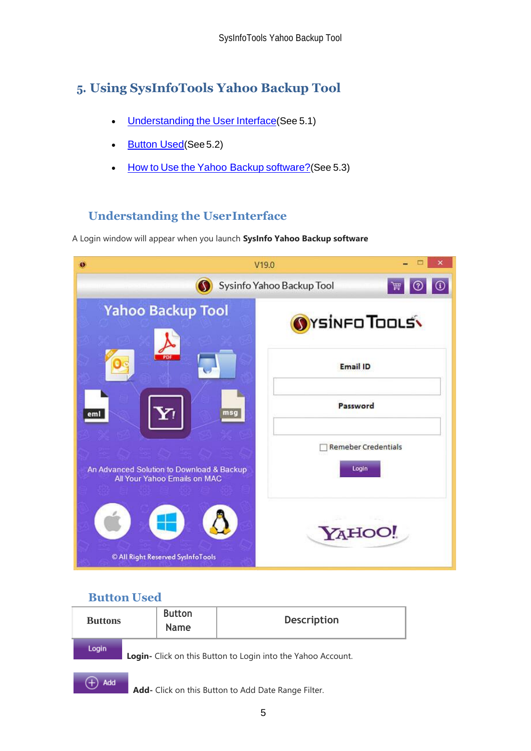## 5. Using SysInfoTools Yahoo Backup Tool

- Understanding the User Interface(See 5.1)
- Button Used(See 5.2)
- How to Use the Yahoo Backup software?(See 5.3)

### Understanding the UserInterface

A Login window will appear when you launch **SysInfo Yahoo Backup software**

### Button Used

| Buttons | Button Name | Description |
|---|---|---|
| Login | **Login-** Click on this Button to Login into the Yahoo Account. | |
| Add | **Add-** Click on this Button to Add Date Range Filter. | |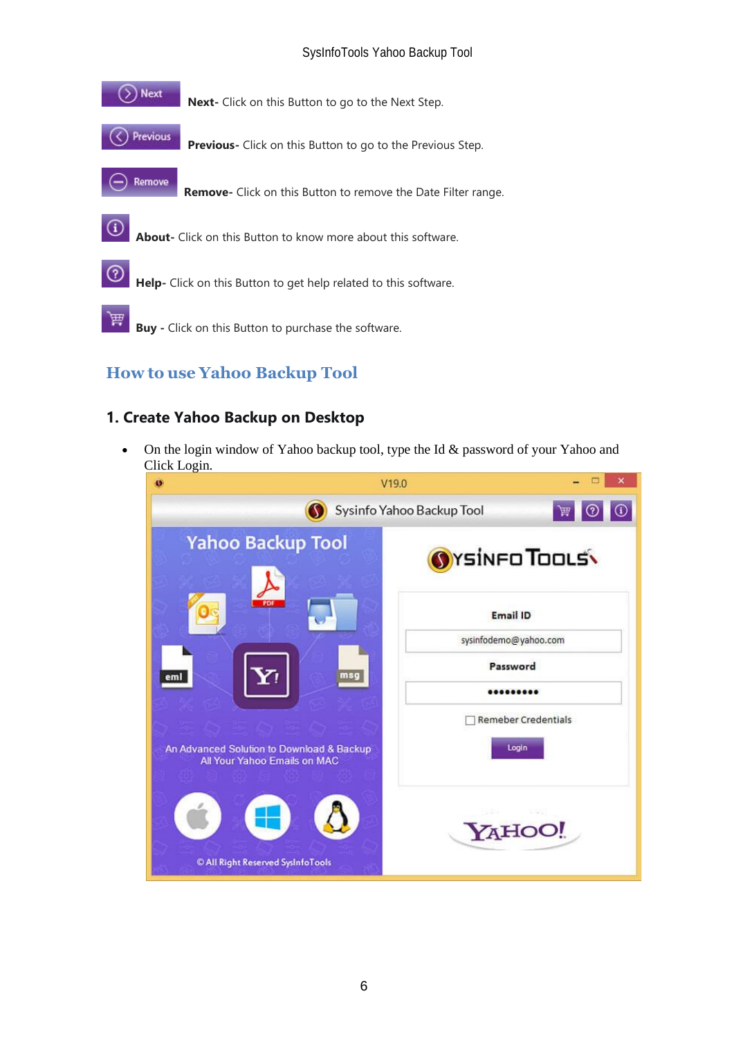**Next-** Click on this Button to go to the Next Step.

**Previous-** Click on this Button to go to the Previous Step.

**Remove-** Click on this Button to remove the Date Filter range.

**About-** Click on this Button to know more about this software.

**Help-** Click on this Button to get help related to this software.

**Buy -** Click on this Button to purchase the software.

## How to use Yahoo Backup Tool

### 1. Create Yahoo Backup on Desktop

- On the login window of Yahoo backup tool, type the Id & password of your Yahoo and Click Login.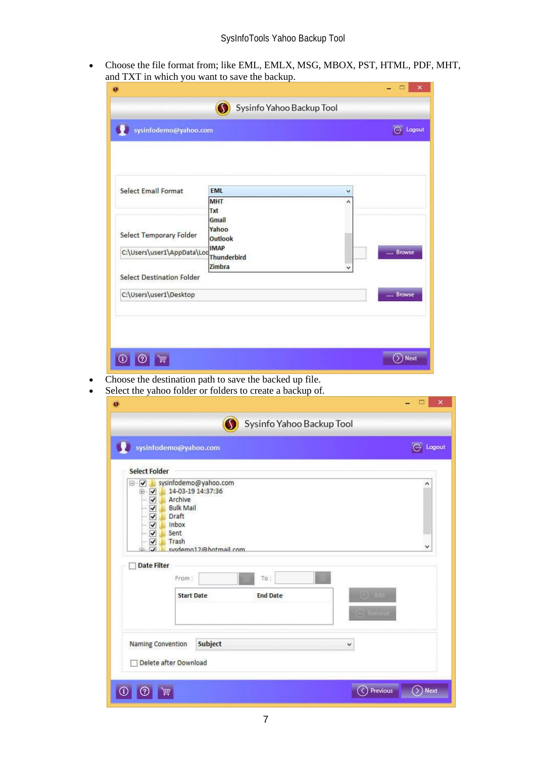- Choose the file format from; like EML, EMLX, MSG, MBOX, PST, HTML, PDF, MHT, and TXT in which you want to save the backup.

- Choose the destination path to save the backed up file.
- Select the yahoo folder or folders to create a backup of.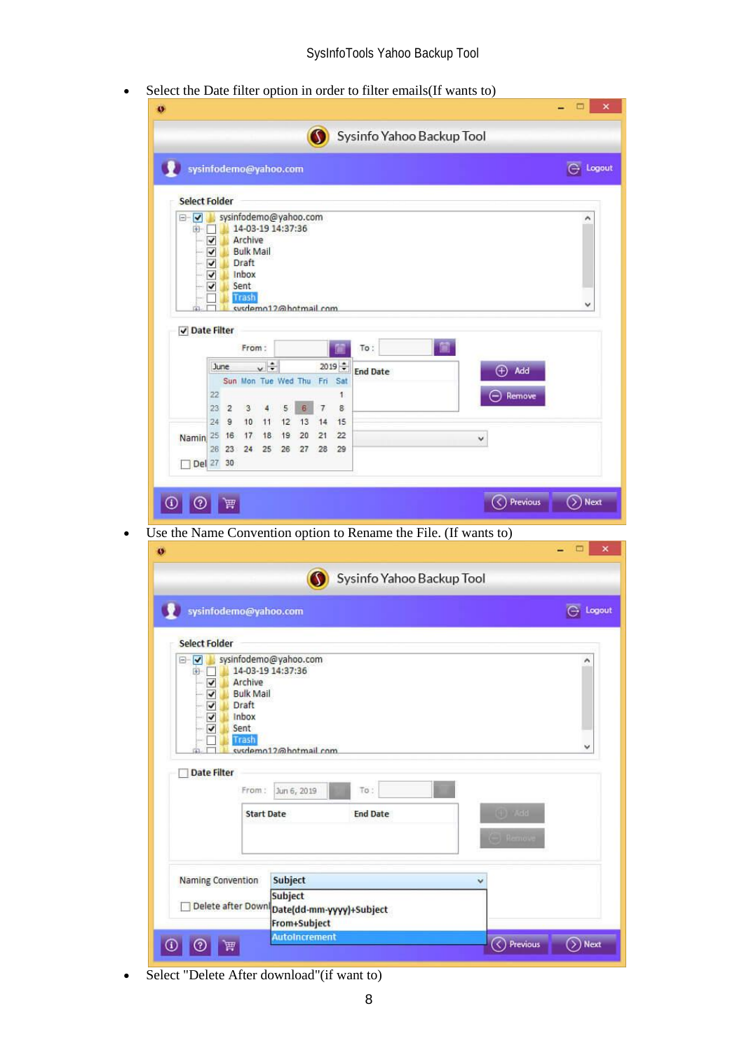- Select the Date filter option in order to filter emails(If wants to)

- Use the Name Convention option to Rename the File. (If wants to)

- Select "Delete After download"(if want to)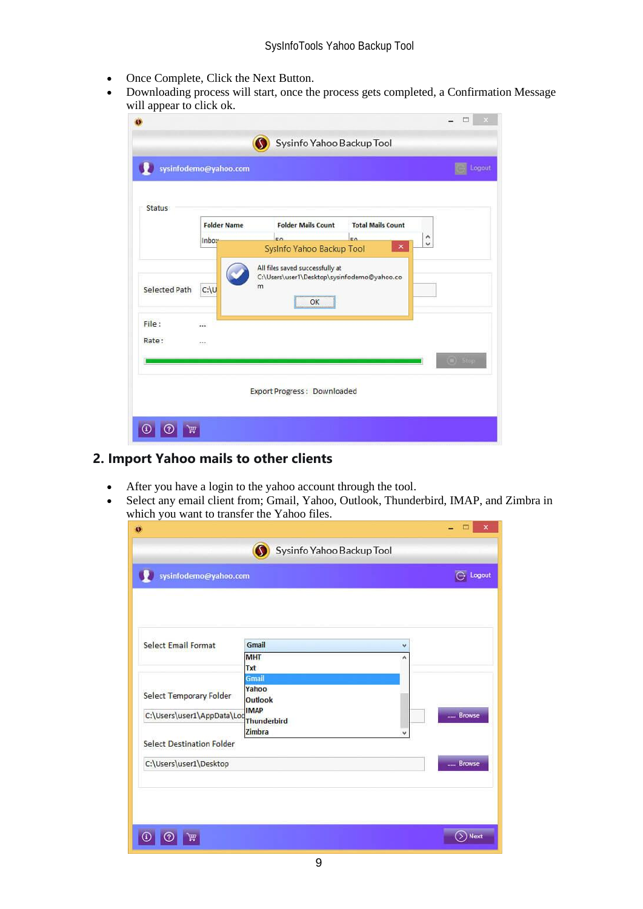- Once Complete, Click the Next Button.
- Downloading process will start, once the process gets completed, a Confirmation Message will appear to click ok.

## 2. Import Yahoo mails to other clients

- After you have a login to the yahoo account through the tool.
- Select any email client from; Gmail, Yahoo, Outlook, Thunderbird, IMAP, and Zimbra in which you want to transfer the Yahoo files.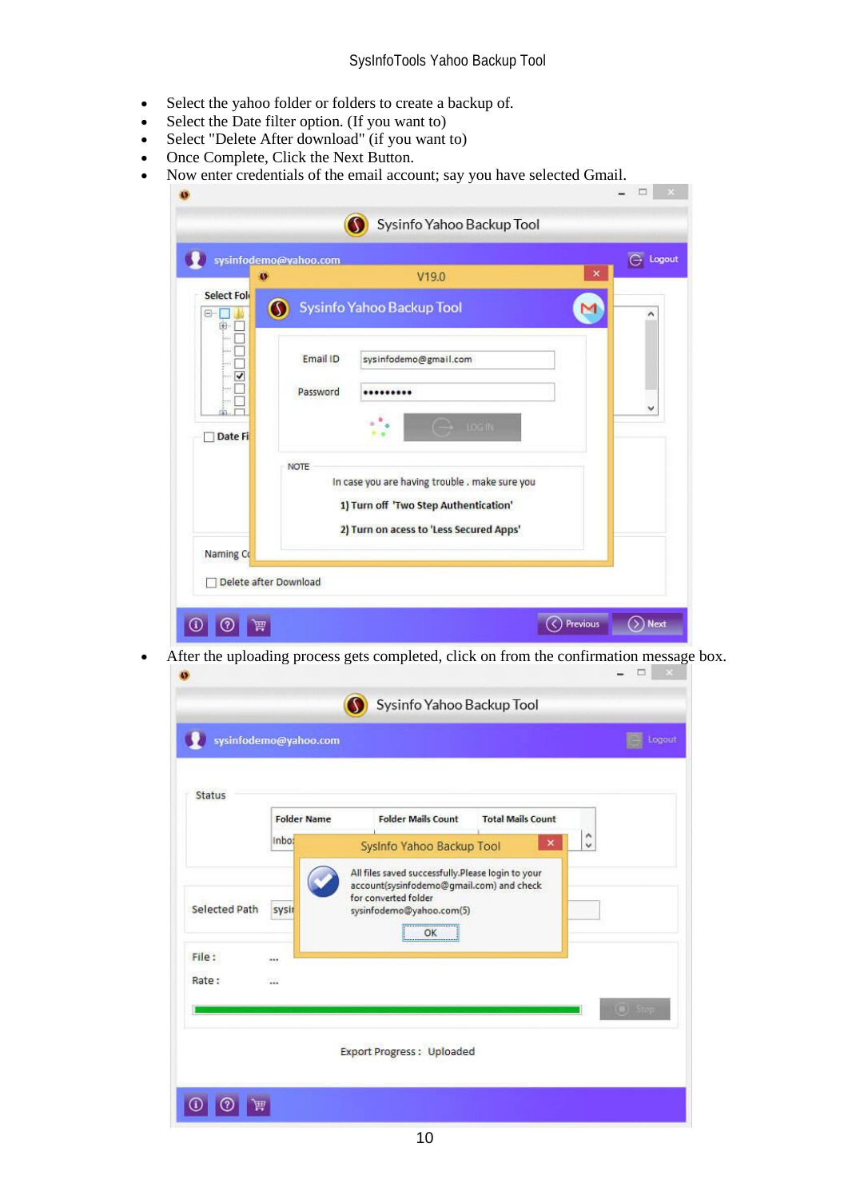- Select the yahoo folder or folders to create a backup of.
- Select the Date filter option. (If you want to)
- Select "Delete After download" (if you want to)
- Once Complete, Click the Next Button.
- Now enter credentials of the email account; say you have selected Gmail.

- After the uploading process gets completed, click on from the confirmation message box.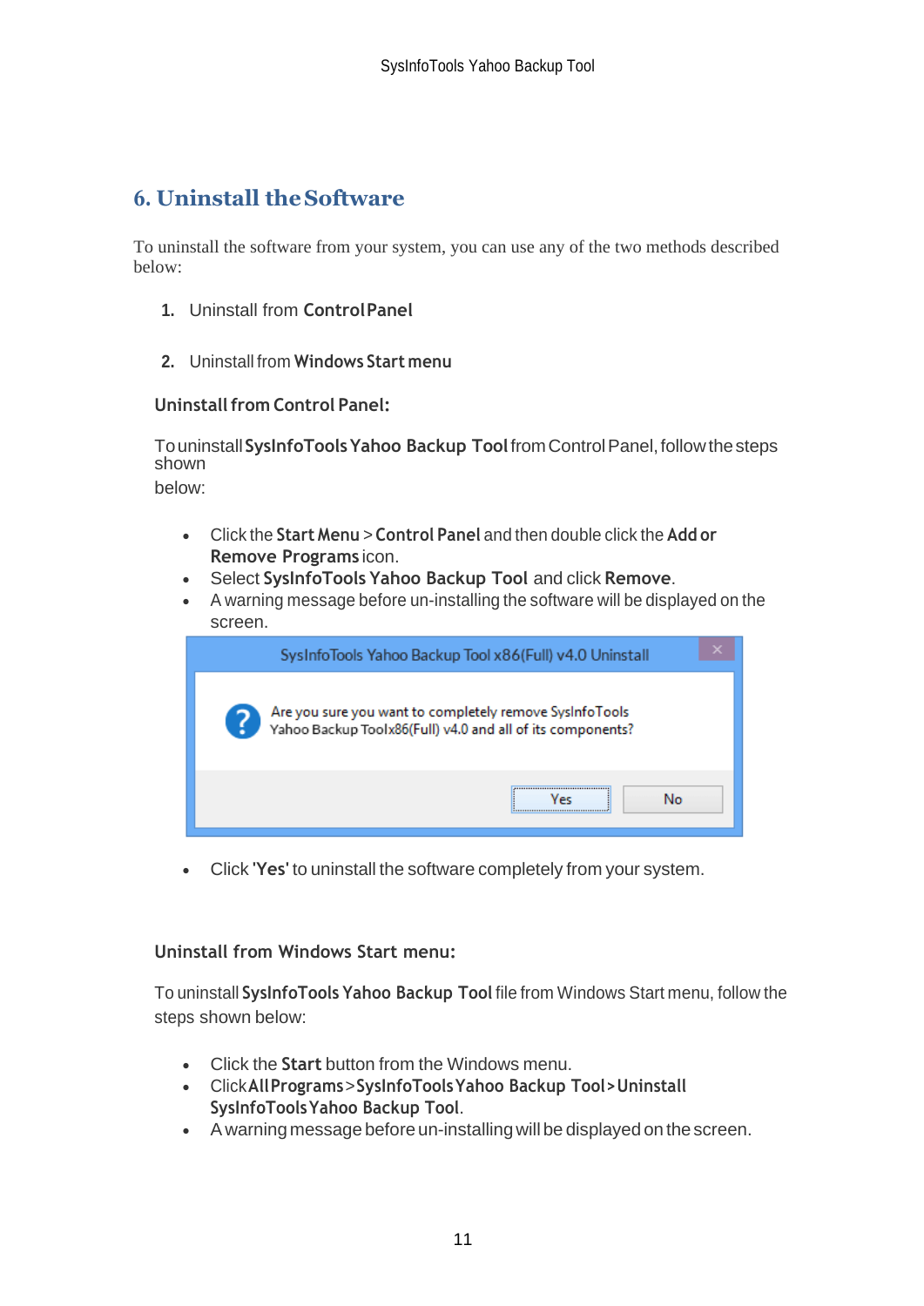## 6. Uninstall the Software

To uninstall the software from your system, you can use any of the two methods described below:

1. Uninstall from **Control Panel**
2. Uninstall from **Windows Start menu**

### Uninstall from Control Panel:

To uninstall **SysInfoTools Yahoo Backup Tool** from Control Panel, follow the steps shown below:

- Click the **Start Menu** > **Control Panel** and then double click the **Add or Remove Programs** icon.
- Select **SysInfoTools Yahoo Backup Tool** and click **Remove**.
- A warning message before un-installing the software will be displayed on the screen.

- Click '**Yes**' to uninstall the software completely from your system.

### Uninstall from Windows Start menu:

To uninstall **SysInfoTools Yahoo Backup Tool** file from Windows Start menu, follow the steps shown below:

- Click the **Start** button from the Windows menu.
- Click **All Programs** > **SysInfoTools Yahoo Backup Tool** > **Uninstall SysInfoTools Yahoo Backup Tool**.
- A warning message before un-installing will be displayed on the screen.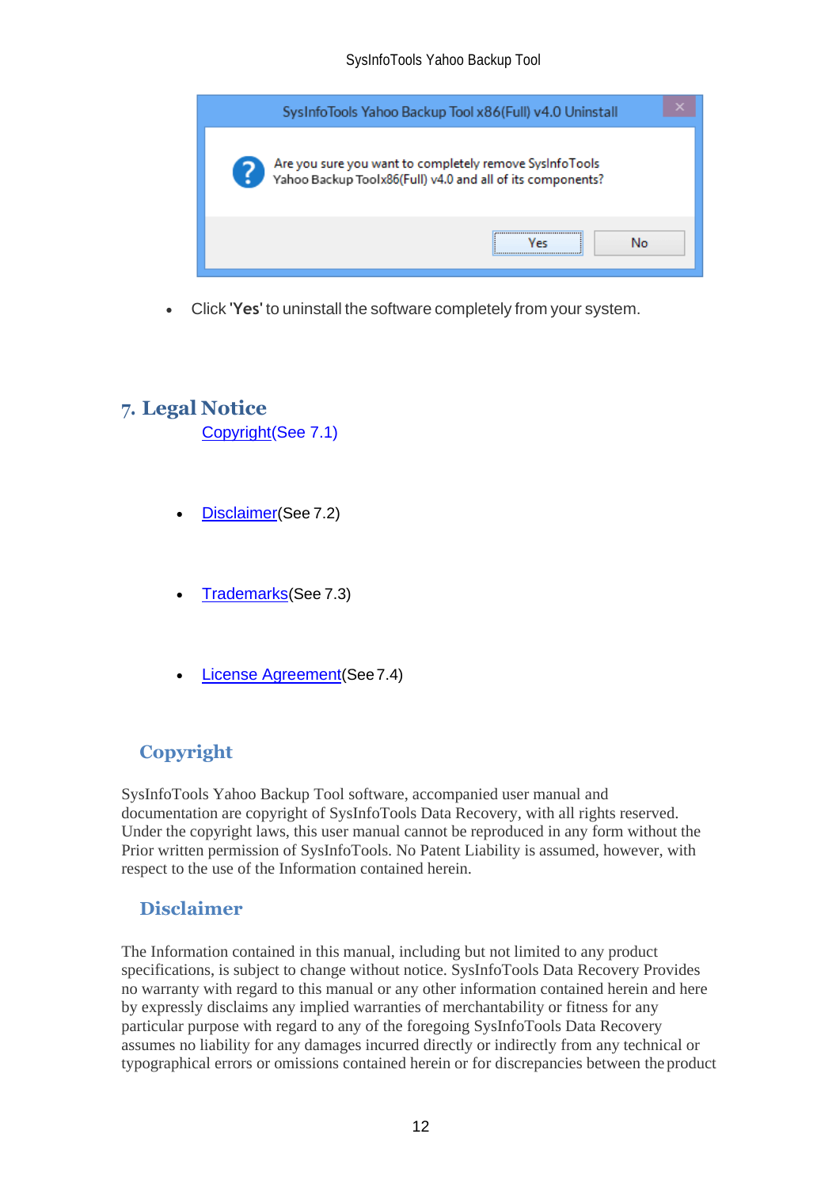- Click '**Yes**' to uninstall the software completely from your system.

# 7. Legal Notice

Copyright(See 7.1)

- Disclaimer(See 7.2)

- Trademarks(See 7.3)

- License Agreement(See 7.4)

## Copyright

SysInfoTools Yahoo Backup Tool software, accompanied user manual and documentation are copyright of SysInfoTools Data Recovery, with all rights reserved. Under the copyright laws, this user manual cannot be reproduced in any form without the Prior written permission of SysInfoTools. No Patent Liability is assumed, however, with respect to the use of the Information contained herein.

## Disclaimer

The Information contained in this manual, including but not limited to any product specifications, is subject to change without notice. SysInfoTools Data Recovery Provides no warranty with regard to this manual or any other information contained herein and here by expressly disclaims any implied warranties of merchantability or fitness for any particular purpose with regard to any of the foregoing SysInfoTools Data Recovery assumes no liability for any damages incurred directly or indirectly from any technical or typographical errors or omissions contained herein or for discrepancies between the product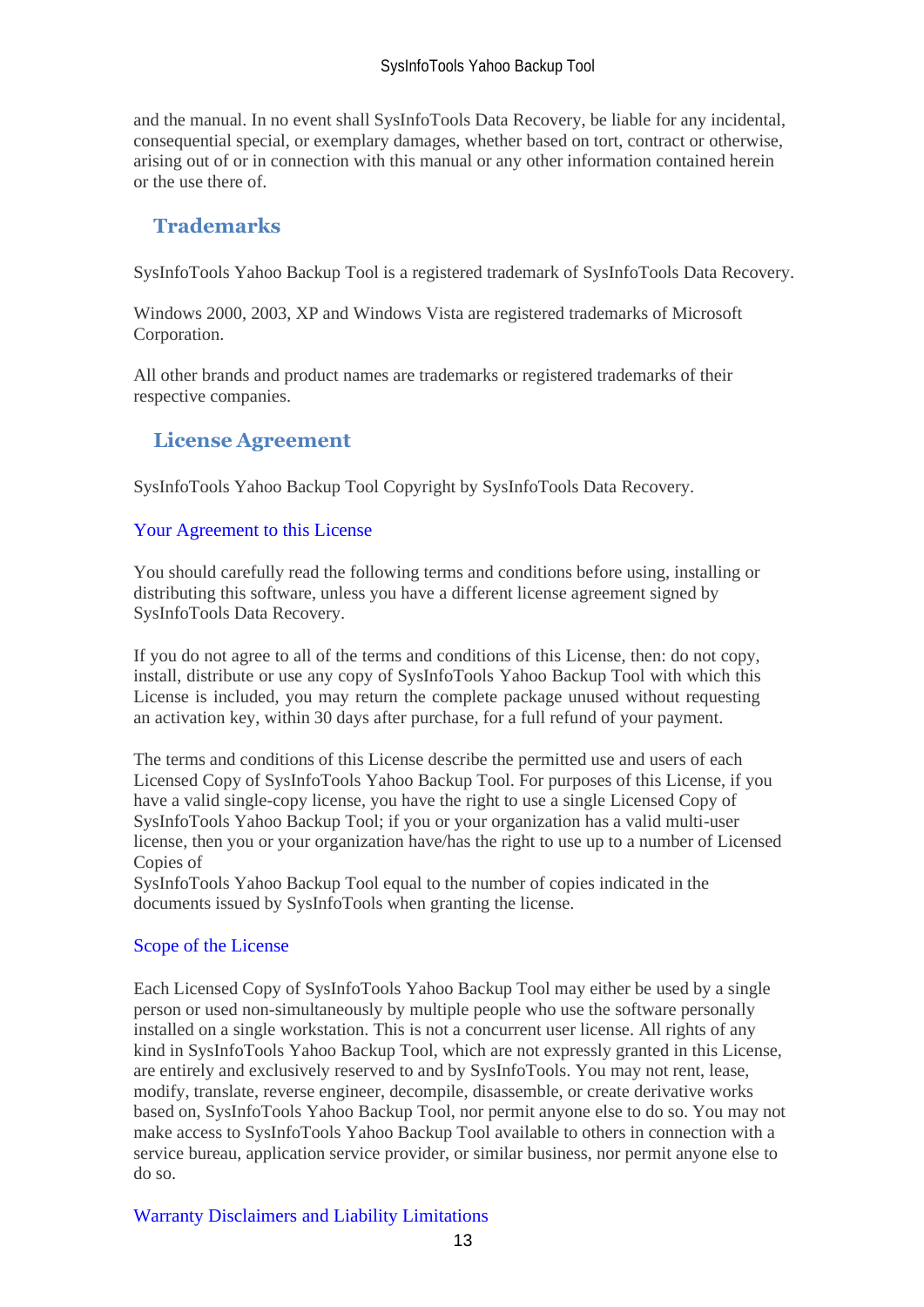and the manual. In no event shall SysInfoTools Data Recovery, be liable for any incidental, consequential special, or exemplary damages, whether based on tort, contract or otherwise, arising out of or in connection with this manual or any other information contained herein or the use there of.

## Trademarks

SysInfoTools Yahoo Backup Tool is a registered trademark of SysInfoTools Data Recovery.

Windows 2000, 2003, XP and Windows Vista are registered trademarks of Microsoft Corporation.

All other brands and product names are trademarks or registered trademarks of their respective companies.

## License Agreement

SysInfoTools Yahoo Backup Tool Copyright by SysInfoTools Data Recovery.

### Your Agreement to this License

You should carefully read the following terms and conditions before using, installing or distributing this software, unless you have a different license agreement signed by SysInfoTools Data Recovery.

If you do not agree to all of the terms and conditions of this License, then: do not copy, install, distribute or use any copy of SysInfoTools Yahoo Backup Tool with which this License is included, you may return the complete package unused without requesting an activation key, within 30 days after purchase, for a full refund of your payment.

The terms and conditions of this License describe the permitted use and users of each Licensed Copy of SysInfoTools Yahoo Backup Tool. For purposes of this License, if you have a valid single-copy license, you have the right to use a single Licensed Copy of SysInfoTools Yahoo Backup Tool; if you or your organization has a valid multi-user license, then you or your organization have/has the right to use up to a number of Licensed Copies of
SysInfoTools Yahoo Backup Tool equal to the number of copies indicated in the documents issued by SysInfoTools when granting the license.

### Scope of the License

Each Licensed Copy of SysInfoTools Yahoo Backup Tool may either be used by a single person or used non-simultaneously by multiple people who use the software personally installed on a single workstation. This is not a concurrent user license. All rights of any kind in SysInfoTools Yahoo Backup Tool, which are not expressly granted in this License, are entirely and exclusively reserved to and by SysInfoTools. You may not rent, lease, modify, translate, reverse engineer, decompile, disassemble, or create derivative works based on, SysInfoTools Yahoo Backup Tool, nor permit anyone else to do so. You may not make access to SysInfoTools Yahoo Backup Tool available to others in connection with a service bureau, application service provider, or similar business, nor permit anyone else to do so.

### Warranty Disclaimers and Liability Limitations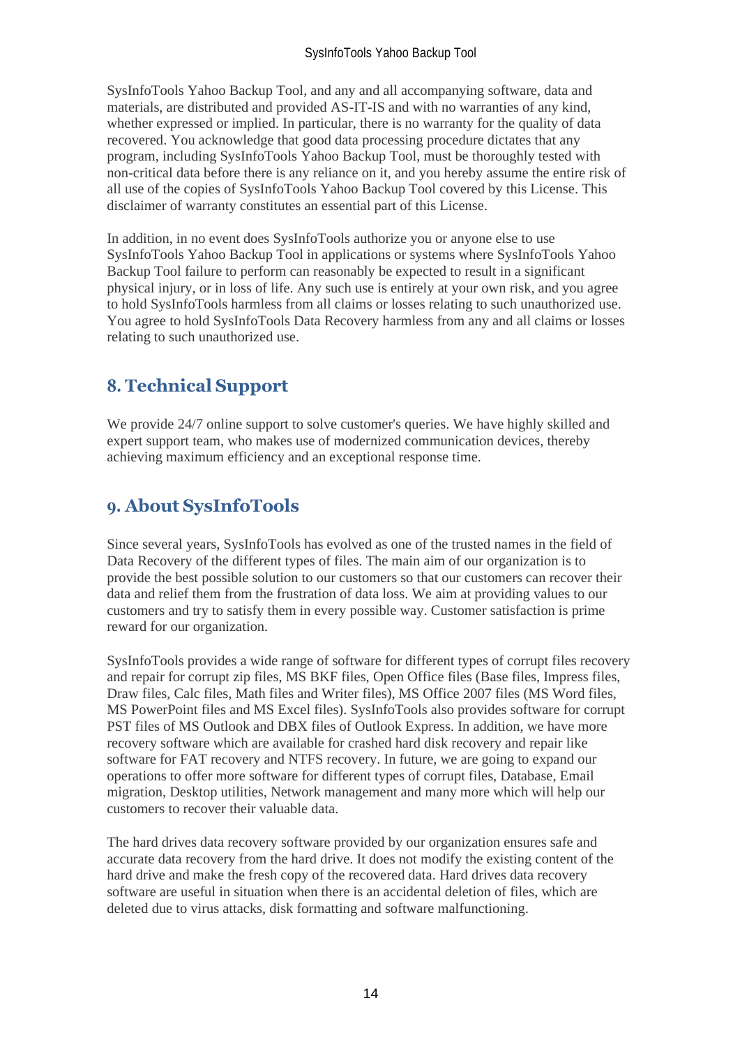SysInfoTools Yahoo Backup Tool, and any and all accompanying software, data and materials, are distributed and provided AS-IT-IS and with no warranties of any kind, whether expressed or implied. In particular, there is no warranty for the quality of data recovered. You acknowledge that good data processing procedure dictates that any program, including SysInfoTools Yahoo Backup Tool, must be thoroughly tested with non-critical data before there is any reliance on it, and you hereby assume the entire risk of all use of the copies of SysInfoTools Yahoo Backup Tool covered by this License. This disclaimer of warranty constitutes an essential part of this License.

In addition, in no event does SysInfoTools authorize you or anyone else to use SysInfoTools Yahoo Backup Tool in applications or systems where SysInfoTools Yahoo Backup Tool failure to perform can reasonably be expected to result in a significant physical injury, or in loss of life. Any such use is entirely at your own risk, and you agree to hold SysInfoTools harmless from all claims or losses relating to such unauthorized use. You agree to hold SysInfoTools Data Recovery harmless from any and all claims or losses relating to such unauthorized use.

## 8. Technical Support

We provide 24/7 online support to solve customer's queries. We have highly skilled and expert support team, who makes use of modernized communication devices, thereby achieving maximum efficiency and an exceptional response time.

## 9. About SysInfoTools

Since several years, SysInfoTools has evolved as one of the trusted names in the field of Data Recovery of the different types of files. The main aim of our organization is to provide the best possible solution to our customers so that our customers can recover their data and relief them from the frustration of data loss. We aim at providing values to our customers and try to satisfy them in every possible way. Customer satisfaction is prime reward for our organization.

SysInfoTools provides a wide range of software for different types of corrupt files recovery and repair for corrupt zip files, MS BKF files, Open Office files (Base files, Impress files, Draw files, Calc files, Math files and Writer files), MS Office 2007 files (MS Word files, MS PowerPoint files and MS Excel files). SysInfoTools also provides software for corrupt PST files of MS Outlook and DBX files of Outlook Express. In addition, we have more recovery software which are available for crashed hard disk recovery and repair like software for FAT recovery and NTFS recovery. In future, we are going to expand our operations to offer more software for different types of corrupt files, Database, Email migration, Desktop utilities, Network management and many more which will help our customers to recover their valuable data.

The hard drives data recovery software provided by our organization ensures safe and accurate data recovery from the hard drive. It does not modify the existing content of the hard drive and make the fresh copy of the recovered data. Hard drives data recovery software are useful in situation when there is an accidental deletion of files, which are deleted due to virus attacks, disk formatting and software malfunctioning.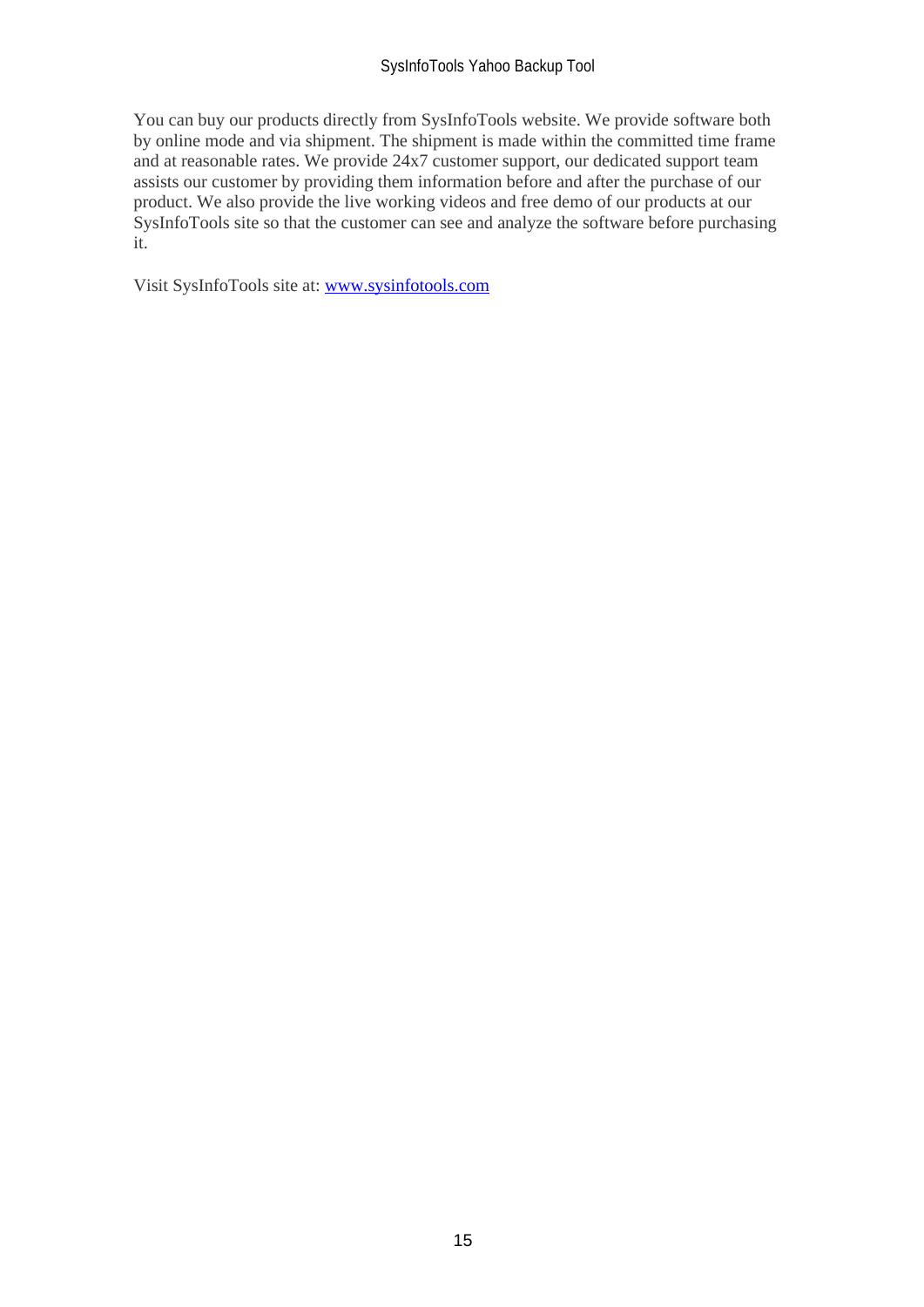You can buy our products directly from SysInfoTools website. We provide software both by online mode and via shipment. The shipment is made within the committed time frame and at reasonable rates. We provide 24x7 customer support, our dedicated support team assists our customer by providing them information before and after the purchase of our product. We also provide the live working videos and free demo of our products at our SysInfoTools site so that the customer can see and analyze the software before purchasing it.

Visit SysInfoTools site at: [www.sysinfotools.com](http://www.sysinfotools.com)